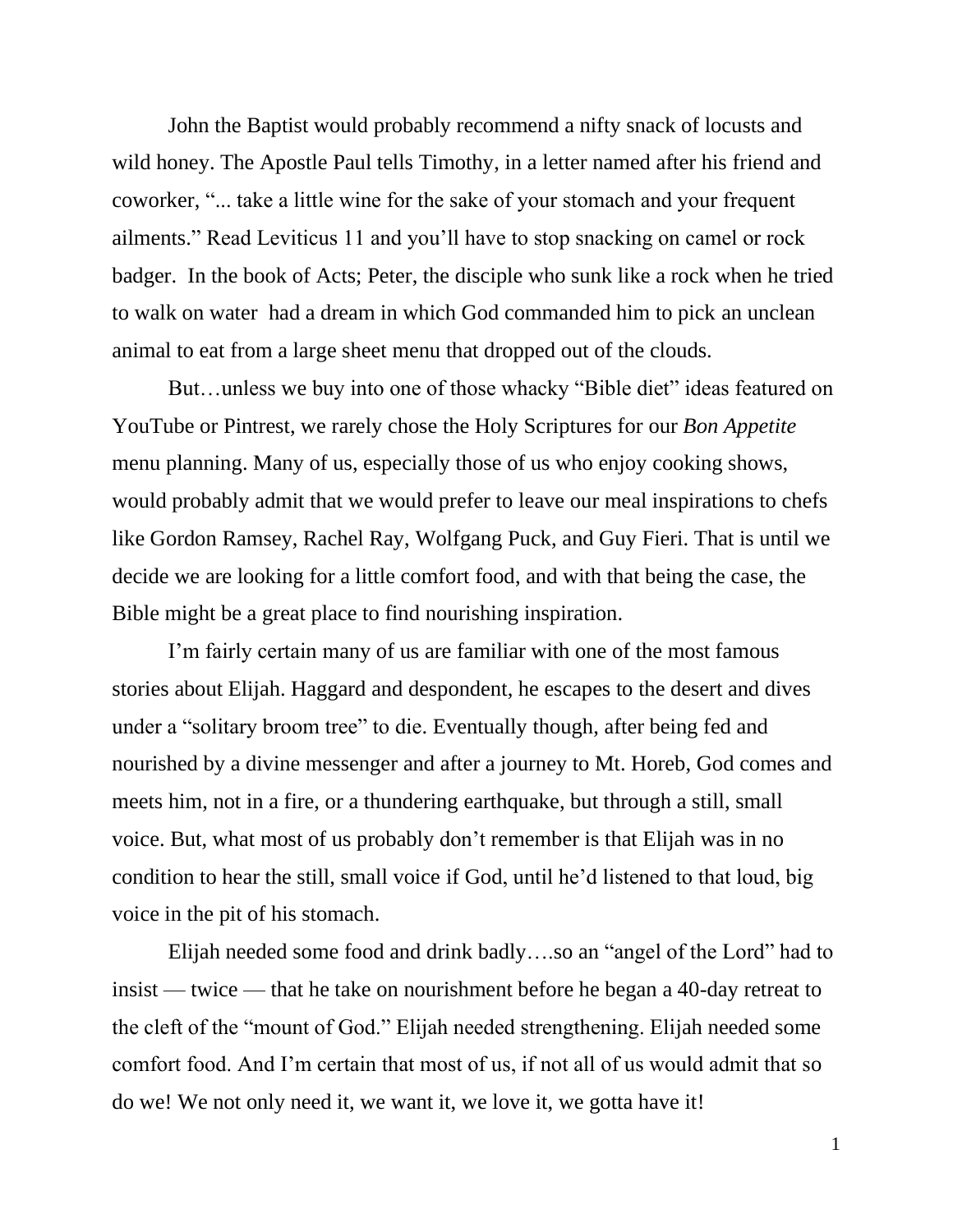John the Baptist would probably recommend a nifty snack of locusts and wild honey. The Apostle Paul tells Timothy, in a letter named after his friend and coworker, "... take a little wine for the sake of your stomach and your frequent ailments." Read Leviticus 11 and you'll have to stop snacking on camel or rock badger. In the book of Acts; Peter, the disciple who sunk like a rock when he tried to walk on water had a dream in which God commanded him to pick an unclean animal to eat from a large sheet menu that dropped out of the clouds.

But…unless we buy into one of those whacky "Bible diet" ideas featured on YouTube or Pintrest, we rarely chose the Holy Scriptures for our *Bon Appetite* menu planning. Many of us, especially those of us who enjoy cooking shows, would probably admit that we would prefer to leave our meal inspirations to chefs like Gordon Ramsey, Rachel Ray, Wolfgang Puck, and Guy Fieri. That is until we decide we are looking for a little comfort food, and with that being the case, the Bible might be a great place to find nourishing inspiration.

I'm fairly certain many of us are familiar with one of the most famous stories about Elijah. Haggard and despondent, he escapes to the desert and dives under a "solitary broom tree" to die. Eventually though, after being fed and nourished by a divine messenger and after a journey to Mt. Horeb, God comes and meets him, not in a fire, or a thundering earthquake, but through a still, small voice. But, what most of us probably don't remember is that Elijah was in no condition to hear the still, small voice if God, until he'd listened to that loud, big voice in the pit of his stomach.

Elijah needed some food and drink badly….so an "angel of the Lord" had to insist — twice — that he take on nourishment before he began a 40-day retreat to the cleft of the "mount of God." Elijah needed strengthening. Elijah needed some comfort food. And I'm certain that most of us, if not all of us would admit that so do we! We not only need it, we want it, we love it, we gotta have it!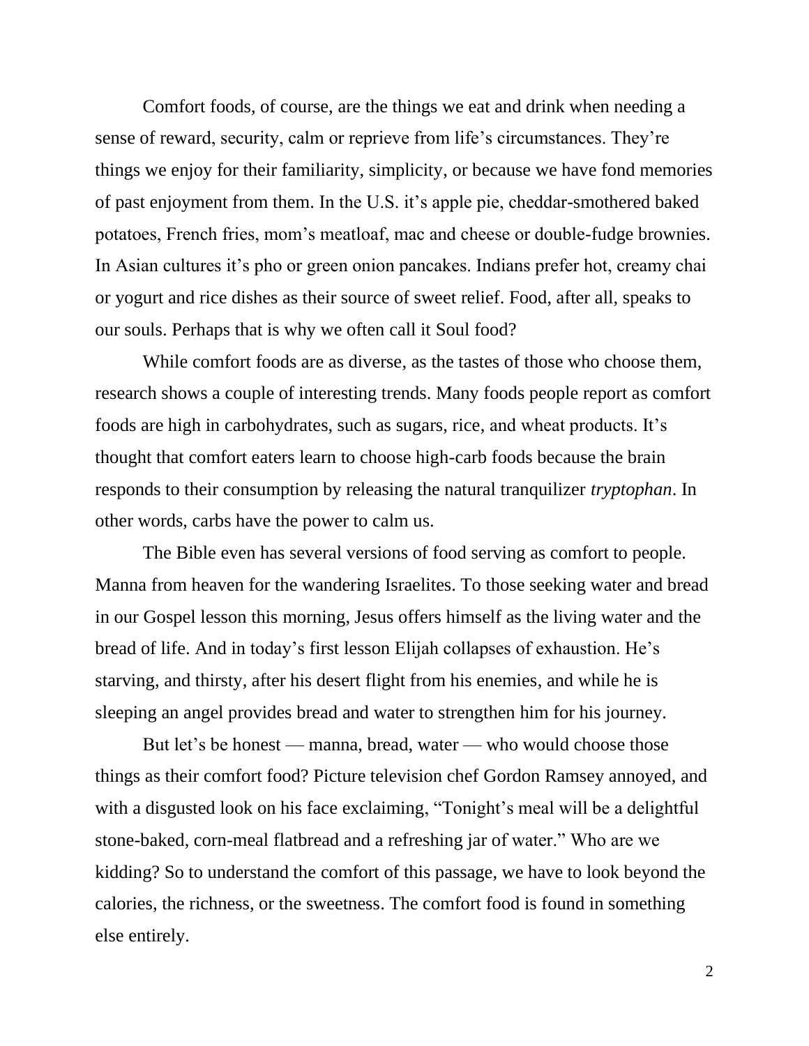Comfort foods, of course, are the things we eat and drink when needing a sense of reward, security, calm or reprieve from life's circumstances. They're things we enjoy for their familiarity, simplicity, or because we have fond memories of past enjoyment from them. In the U.S. it's apple pie, cheddar-smothered baked potatoes, French fries, mom's meatloaf, mac and cheese or double-fudge brownies. In Asian cultures it's pho or green onion pancakes. Indians prefer hot, creamy chai or yogurt and rice dishes as their source of sweet relief. Food, after all, speaks to our souls. Perhaps that is why we often call it Soul food?

While comfort foods are as diverse, as the tastes of those who choose them, research shows a couple of interesting trends. Many foods people report as comfort foods are high in carbohydrates, such as sugars, rice, and wheat products. It's thought that comfort eaters learn to choose high-carb foods because the brain responds to their consumption by releasing the natural tranquilizer *tryptophan*. In other words, carbs have the power to calm us.

The Bible even has several versions of food serving as comfort to people. Manna from heaven for the wandering Israelites. To those seeking water and bread in our Gospel lesson this morning, Jesus offers himself as the living water and the bread of life. And in today's first lesson Elijah collapses of exhaustion. He's starving, and thirsty, after his desert flight from his enemies, and while he is sleeping an angel provides bread and water to strengthen him for his journey.

But let's be honest — manna, bread, water — who would choose those things as their comfort food? Picture television chef Gordon Ramsey annoyed, and with a disgusted look on his face exclaiming, "Tonight's meal will be a delightful stone-baked, corn-meal flatbread and a refreshing jar of water." Who are we kidding? So to understand the comfort of this passage, we have to look beyond the calories, the richness, or the sweetness. The comfort food is found in something else entirely.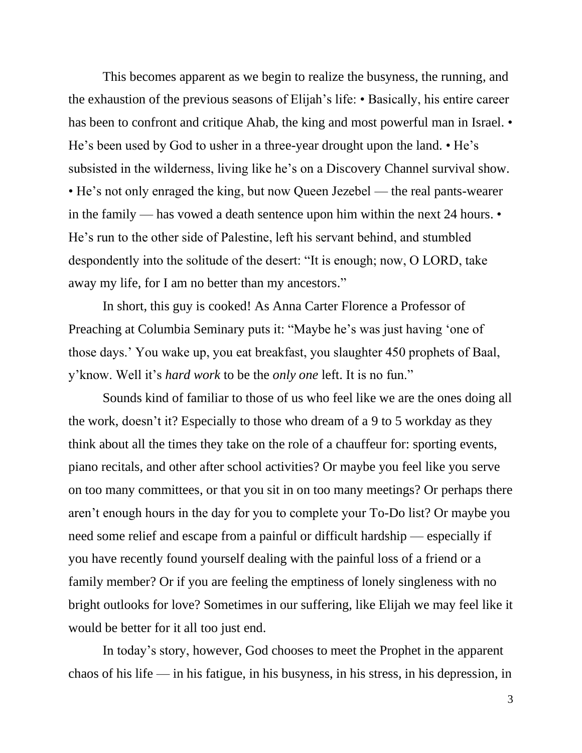This becomes apparent as we begin to realize the busyness, the running, and the exhaustion of the previous seasons of Elijah's life: • Basically, his entire career has been to confront and critique Ahab, the king and most powerful man in Israel. • He's been used by God to usher in a three-year drought upon the land. • He's subsisted in the wilderness, living like he's on a Discovery Channel survival show. • He's not only enraged the king, but now Queen Jezebel — the real pants-wearer in the family — has vowed a death sentence upon him within the next 24 hours. • He's run to the other side of Palestine, left his servant behind, and stumbled despondently into the solitude of the desert: "It is enough; now, O LORD, take away my life, for I am no better than my ancestors."

In short, this guy is cooked! As Anna Carter Florence a Professor of Preaching at Columbia Seminary puts it: "Maybe he's was just having 'one of those days.' You wake up, you eat breakfast, you slaughter 450 prophets of Baal, y'know. Well it's *hard work* to be the *only one* left. It is no fun."

Sounds kind of familiar to those of us who feel like we are the ones doing all the work, doesn't it? Especially to those who dream of a 9 to 5 workday as they think about all the times they take on the role of a chauffeur for: sporting events, piano recitals, and other after school activities? Or maybe you feel like you serve on too many committees, or that you sit in on too many meetings? Or perhaps there aren't enough hours in the day for you to complete your To-Do list? Or maybe you need some relief and escape from a painful or difficult hardship — especially if you have recently found yourself dealing with the painful loss of a friend or a family member? Or if you are feeling the emptiness of lonely singleness with no bright outlooks for love? Sometimes in our suffering, like Elijah we may feel like it would be better for it all too just end.

In today's story, however, God chooses to meet the Prophet in the apparent chaos of his life — in his fatigue, in his busyness, in his stress, in his depression, in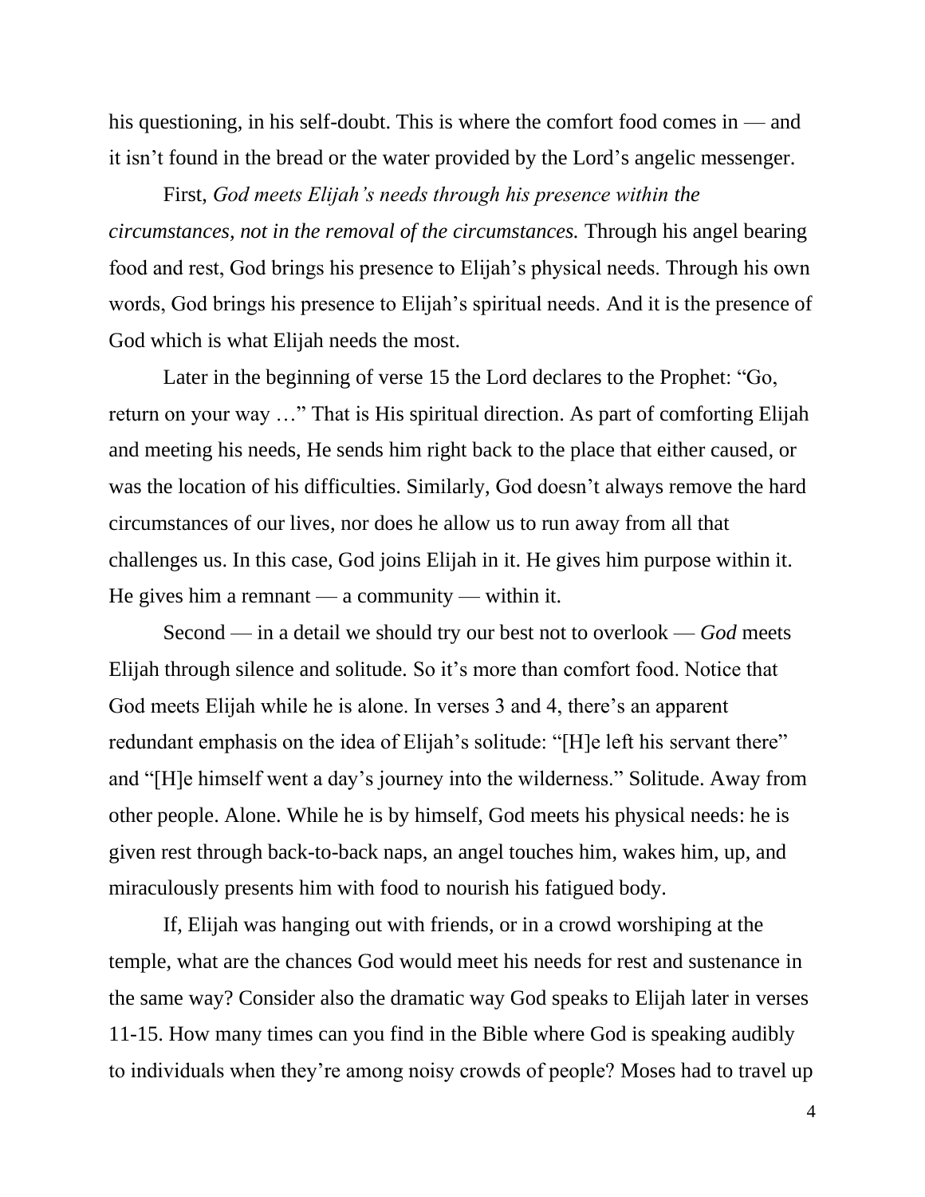his questioning, in his self-doubt. This is where the comfort food comes in — and it isn't found in the bread or the water provided by the Lord's angelic messenger.

First, *God meets Elijah's needs through his presence within the circumstances, not in the removal of the circumstances.* Through his angel bearing food and rest, God brings his presence to Elijah's physical needs. Through his own words, God brings his presence to Elijah's spiritual needs. And it is the presence of God which is what Elijah needs the most.

Later in the beginning of verse 15 the Lord declares to the Prophet: "Go, return on your way …" That is His spiritual direction. As part of comforting Elijah and meeting his needs, He sends him right back to the place that either caused, or was the location of his difficulties. Similarly, God doesn't always remove the hard circumstances of our lives, nor does he allow us to run away from all that challenges us. In this case, God joins Elijah in it. He gives him purpose within it. He gives him a remnant — a community — within it.

Second — in a detail we should try our best not to overlook — *God* meets Elijah through silence and solitude. So it's more than comfort food. Notice that God meets Elijah while he is alone. In verses 3 and 4, there's an apparent redundant emphasis on the idea of Elijah's solitude: "[H]e left his servant there" and "[H]e himself went a day's journey into the wilderness." Solitude. Away from other people. Alone. While he is by himself, God meets his physical needs: he is given rest through back-to-back naps, an angel touches him, wakes him, up, and miraculously presents him with food to nourish his fatigued body.

If, Elijah was hanging out with friends, or in a crowd worshiping at the temple, what are the chances God would meet his needs for rest and sustenance in the same way? Consider also the dramatic way God speaks to Elijah later in verses 11-15. How many times can you find in the Bible where God is speaking audibly to individuals when they're among noisy crowds of people? Moses had to travel up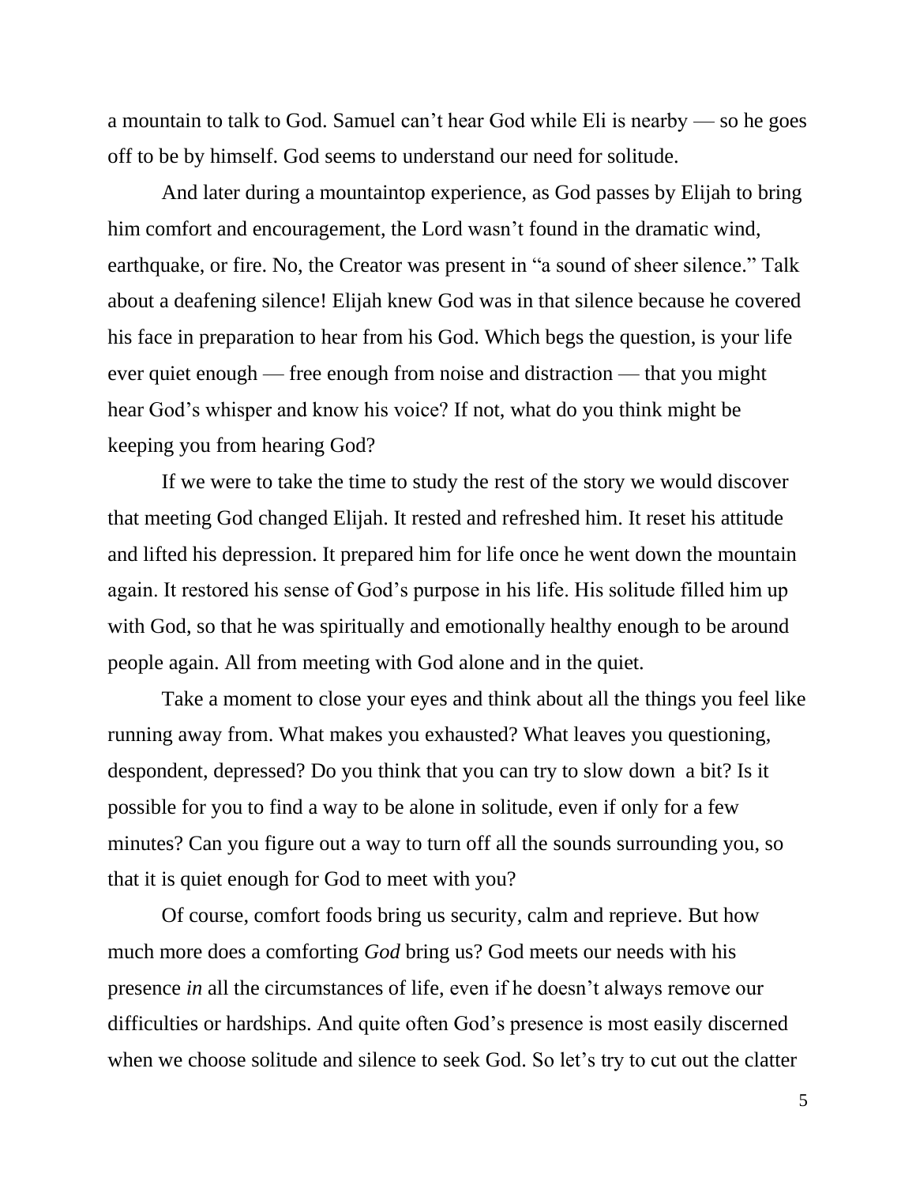a mountain to talk to God. Samuel can't hear God while Eli is nearby — so he goes off to be by himself. God seems to understand our need for solitude.

And later during a mountaintop experience, as God passes by Elijah to bring him comfort and encouragement, the Lord wasn't found in the dramatic wind, earthquake, or fire. No, the Creator was present in "a sound of sheer silence." Talk about a deafening silence! Elijah knew God was in that silence because he covered his face in preparation to hear from his God. Which begs the question, is your life ever quiet enough — free enough from noise and distraction — that you might hear God's whisper and know his voice? If not, what do you think might be keeping you from hearing God?

If we were to take the time to study the rest of the story we would discover that meeting God changed Elijah. It rested and refreshed him. It reset his attitude and lifted his depression. It prepared him for life once he went down the mountain again. It restored his sense of God's purpose in his life. His solitude filled him up with God, so that he was spiritually and emotionally healthy enough to be around people again. All from meeting with God alone and in the quiet.

Take a moment to close your eyes and think about all the things you feel like running away from. What makes you exhausted? What leaves you questioning, despondent, depressed? Do you think that you can try to slow down a bit? Is it possible for you to find a way to be alone in solitude, even if only for a few minutes? Can you figure out a way to turn off all the sounds surrounding you, so that it is quiet enough for God to meet with you?

Of course, comfort foods bring us security, calm and reprieve. But how much more does a comforting *God* bring us? God meets our needs with his presence *in* all the circumstances of life, even if he doesn't always remove our difficulties or hardships. And quite often God's presence is most easily discerned when we choose solitude and silence to seek God. So let's try to cut out the clatter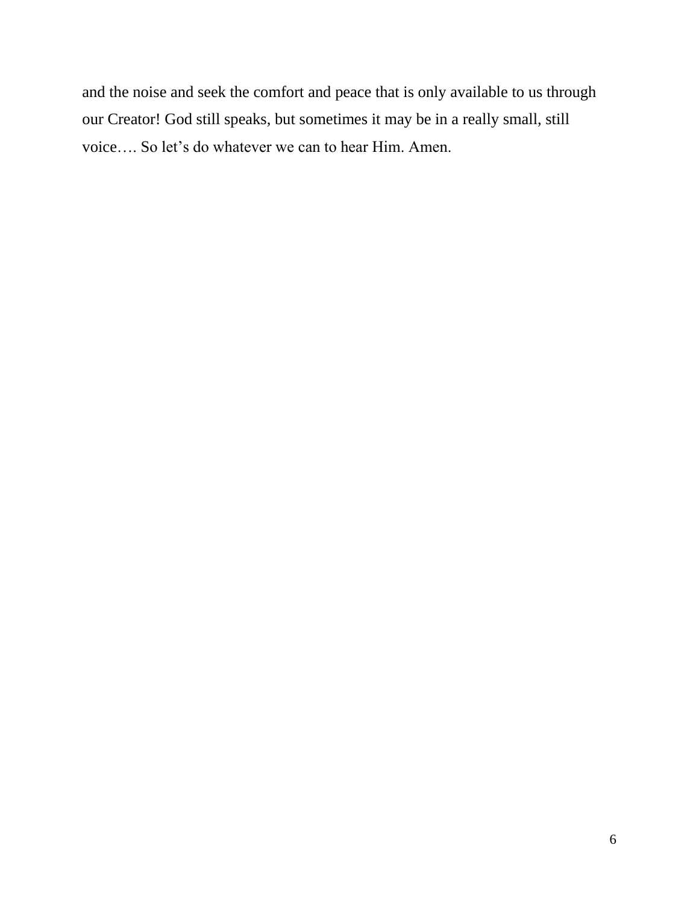and the noise and seek the comfort and peace that is only available to us through our Creator! God still speaks, but sometimes it may be in a really small, still voice…. So let's do whatever we can to hear Him. Amen.